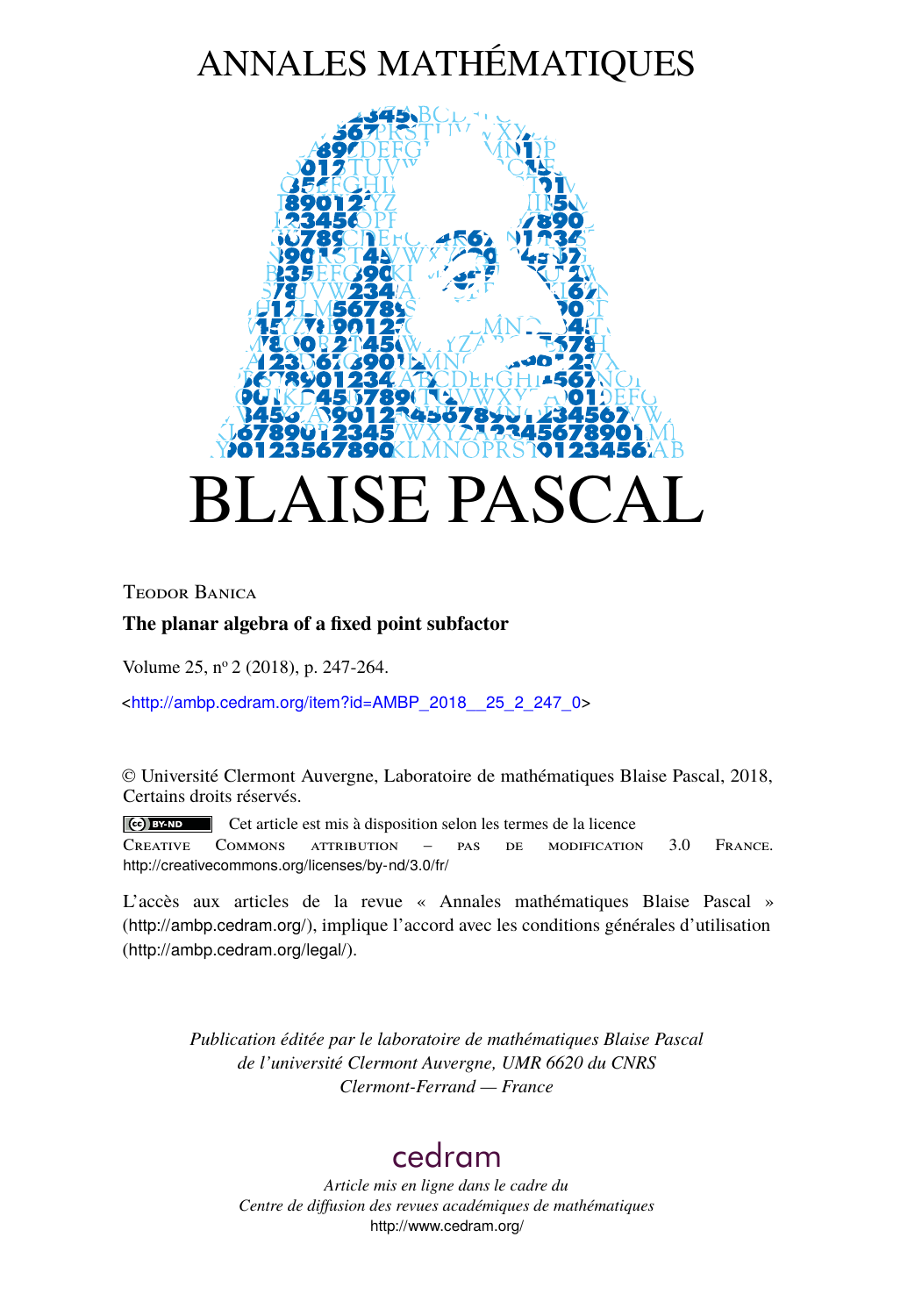# ANNALES MATHÉMATIQUES

# BLAISE PASCAL

Teodor Banica

**The planar algebra of a fixed point subfactor**

Volume 25, n$^{o}$ 2 (2018), p. 247-264.

<http://ambp.cedram.org/item?id=AMBP_2018__25_2_247_0>

© Université Clermont Auvergne, Laboratoire de mathématiques Blaise Pascal, 2018, Certains droits réservés.

Cet article est mis à disposition selon les termes de la licence Creative Commons attribution – pas de modification 3.0 France.
http://creativecommons.org/licenses/by-nd/3.0/fr/

L'accès aux articles de la revue « Annales mathématiques Blaise Pascal » (http://ambp.cedram.org/), implique l'accord avec les conditions générales d'utilisation (http://ambp.cedram.org/legal/).

*Publication éditée par le laboratoire de mathématiques Blaise Pascal de l'université Clermont Auvergne, UMR 6620 du CNRS Clermont-Ferrand — France*

cedram

*Article mis en ligne dans le cadre du Centre de diffusion des revues académiques de mathématiques*
http://www.cedram.org/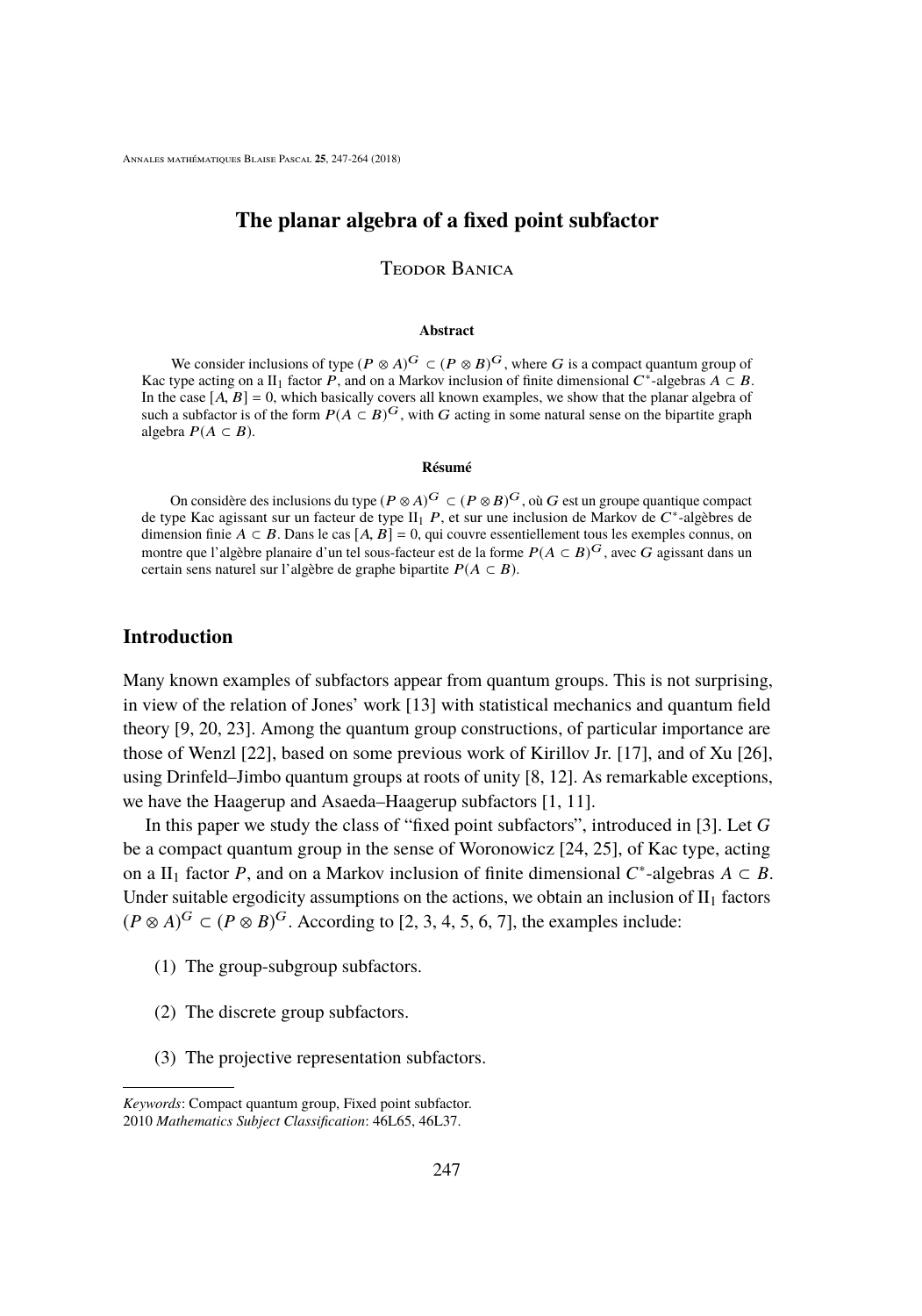# The planar algebra of a fixed point subfactor

Teodor Banica

#### Abstract

We consider inclusions of type $(P \otimes A)^G \subset (P \otimes B)^G$, where $G$ is a compact quantum group of Kac type acting on a $\mathrm{II}_1$ factor $P$, and on a Markov inclusion of finite dimensional $C^*$-algebras $A \subset B$. In the case $[A, B] = 0$, which basically covers all known examples, we show that the planar algebra of such a subfactor is of the form $P(A \subset B)^G$, with $G$ acting in some natural sense on the bipartite graph algebra $P(A \subset B)$.

#### Résumé

On considère des inclusions du type $(P \otimes A)^G \subset (P \otimes B)^G$, où $G$ est un groupe quantique compact de type Kac agissant sur un facteur de type $\mathrm{II}_1$ $P$, et sur une inclusion de Markov de $C^*$-algèbres de dimension finie $A \subset B$. Dans le cas $[A, B] = 0$, qui couvre essentiellement tous les exemples connus, on montre que l'algèbre planaire d'un tel sous-facteur est de la forme $P(A \subset B)^G$, avec $G$ agissant dans un certain sens naturel sur l'algèbre de graphe bipartite $P(A \subset B)$.

## Introduction

Many known examples of subfactors appear from quantum groups. This is not surprising, in view of the relation of Jones' work [13] with statistical mechanics and quantum field theory [9, 20, 23]. Among the quantum group constructions, of particular importance are those of Wenzl [22], based on some previous work of Kirillov Jr. [17], and of Xu [26], using Drinfeld–Jimbo quantum groups at roots of unity [8, 12]. As remarkable exceptions, we have the Haagerup and Asaeda–Haagerup subfactors [1, 11].

In this paper we study the class of "fixed point subfactors", introduced in [3]. Let $G$ be a compact quantum group in the sense of Woronowicz [24, 25], of Kac type, acting on a $\mathrm{II}_1$ factor $P$, and on a Markov inclusion of finite dimensional $C^*$-algebras $A \subset B$. Under suitable ergodicity assumptions on the actions, we obtain an inclusion of $\mathrm{II}_1$ factors $(P \otimes A)^G \subset (P \otimes B)^G$. According to [2, 3, 4, 5, 6, 7], the examples include:

(1) The group-subgroup subfactors.

(2) The discrete group subfactors.

(3) The projective representation subfactors.

---

*Keywords*: Compact quantum group, Fixed point subfactor.
2010 *Mathematics Subject Classification*: 46L65, 46L37.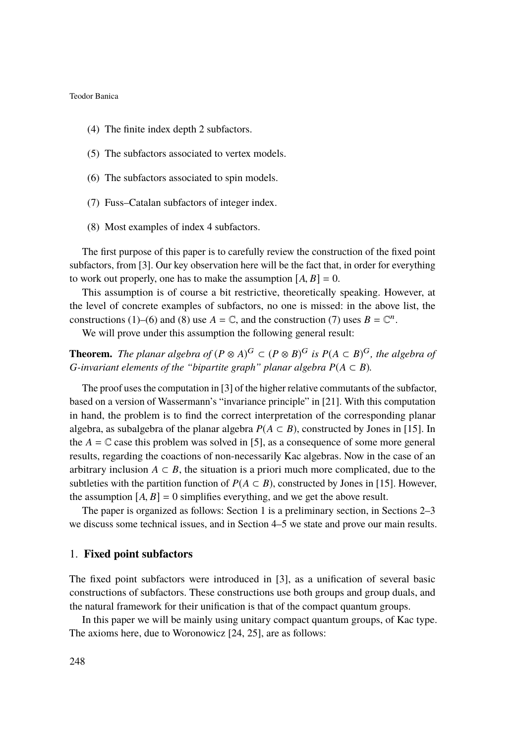(4) The finite index depth 2 subfactors.

(5) The subfactors associated to vertex models.

(6) The subfactors associated to spin models.

(7) Fuss–Catalan subfactors of integer index.

(8) Most examples of index 4 subfactors.

The first purpose of this paper is to carefully review the construction of the fixed point subfactors, from [3]. Our key observation here will be the fact that, in order for everything to work out properly, one has to make the assumption $[A, B] = 0$.

This assumption is of course a bit restrictive, theoretically speaking. However, at the level of concrete examples of subfactors, no one is missed: in the above list, the constructions (1)–(6) and (8) use $A = \mathbb{C}$, and the construction (7) uses $B = \mathbb{C}^n$.

We will prove under this assumption the following general result:

**Theorem.** *The planar algebra of $(P \otimes A)^G \subset (P \otimes B)^G$ is $P(A \subset B)^G$, the algebra of $G$-invariant elements of the "bipartite graph" planar algebra $P(A \subset B)$.*

The proof uses the computation in [3] of the higher relative commutants of the subfactor, based on a version of Wassermann's "invariance principle" in [21]. With this computation in hand, the problem is to find the correct interpretation of the corresponding planar algebra, as subalgebra of the planar algebra $P(A \subset B)$, constructed by Jones in [15]. In the $A = \mathbb{C}$ case this problem was solved in [5], as a consequence of some more general results, regarding the coactions of non-necessarily Kac algebras. Now in the case of an arbitrary inclusion $A \subset B$, the situation is a priori much more complicated, due to the subtleties with the partition function of $P(A \subset B)$, constructed by Jones in [15]. However, the assumption $[A, B] = 0$ simplifies everything, and we get the above result.

The paper is organized as follows: Section 1 is a preliminary section, in Sections 2–3 we discuss some technical issues, and in Section 4–5 we state and prove our main results.

## 1. Fixed point subfactors

The fixed point subfactors were introduced in [3], as a unification of several basic constructions of subfactors. These constructions use both groups and group duals, and the natural framework for their unification is that of the compact quantum groups.

In this paper we will be mainly using unitary compact quantum groups, of Kac type. The axioms here, due to Woronowicz [24, 25], are as follows: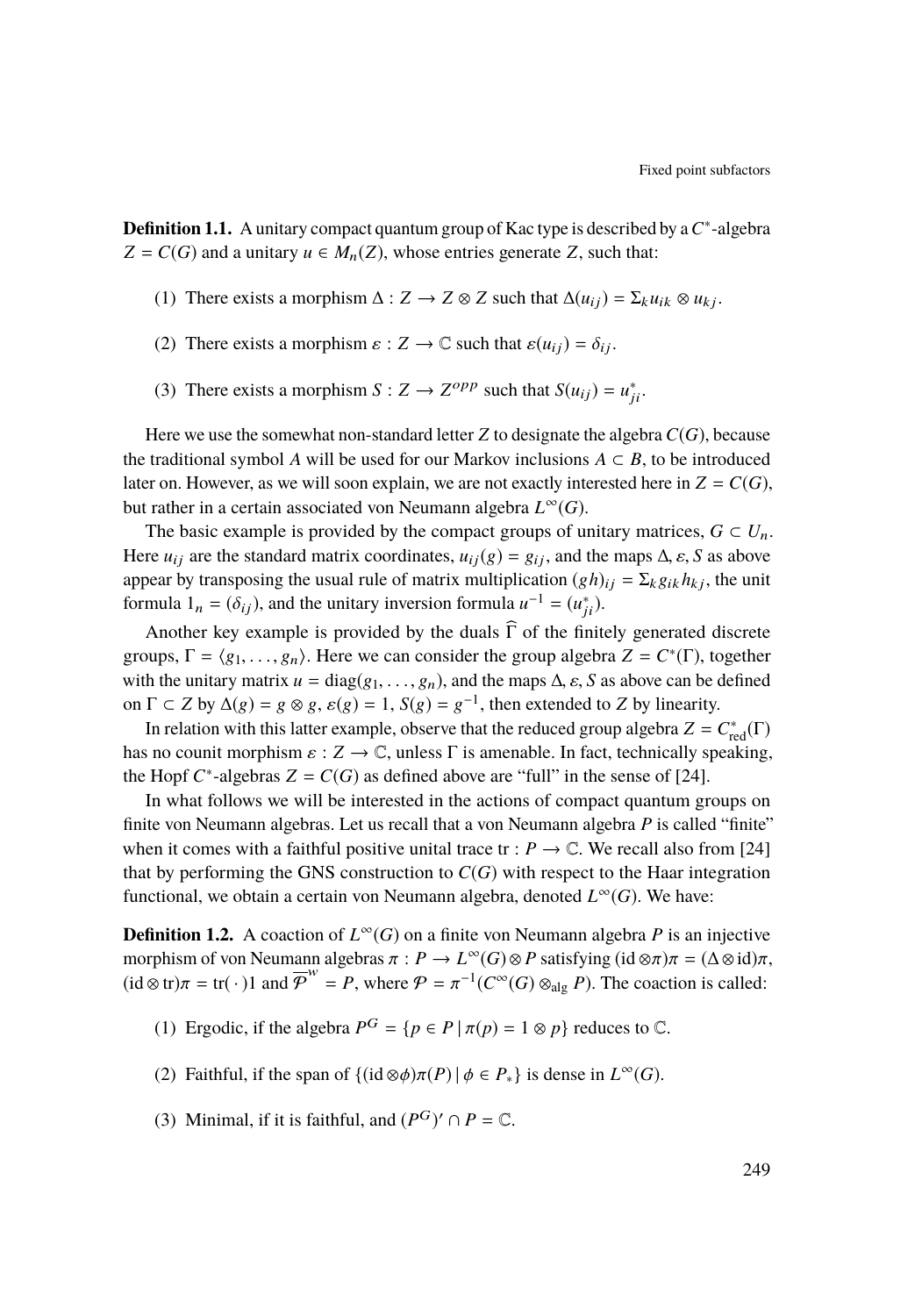**Definition 1.1.** A unitary compact quantum group of Kac type is described by a $C^*$-algebra $Z = C(G)$ and a unitary $u \in M_n(Z)$, whose entries generate $Z$, such that:

(1) There exists a morphism $\Delta : Z \to Z \otimes Z$ such that $\Delta(u_{ij}) = \Sigma_k u_{ik} \otimes u_{kj}$.

(2) There exists a morphism $\varepsilon : Z \to \mathbb{C}$ such that $\varepsilon(u_{ij}) = \delta_{ij}$.

(3) There exists a morphism $S : Z \to Z^{opp}$ such that $S(u_{ij}) = u_{ji}^*$.

Here we use the somewhat non-standard letter $Z$ to designate the algebra $C(G)$, because the traditional symbol $A$ will be used for our Markov inclusions $A \subset B$, to be introduced later on. However, as we will soon explain, we are not exactly interested here in $Z = C(G)$, but rather in a certain associated von Neumann algebra $L^\infty(G)$.

The basic example is provided by the compact groups of unitary matrices, $G \subset U_n$. Here $u_{ij}$ are the standard matrix coordinates, $u_{ij}(g) = g_{ij}$, and the maps $\Delta, \varepsilon, S$ as above appear by transposing the usual rule of matrix multiplication $(gh)_{ij} = \Sigma_k g_{ik} h_{kj}$, the unit formula $1_n = (\delta_{ij})$, and the unitary inversion formula $u^{-1} = (u_{ji}^*)$.

Another key example is provided by the duals $\widehat{\Gamma}$ of the finitely generated discrete groups, $\Gamma = \langle g_1, \ldots, g_n \rangle$. Here we can consider the group algebra $Z = C^*(\Gamma)$, together with the unitary matrix $u = \operatorname{diag}(g_1, \ldots, g_n)$, and the maps $\Delta, \varepsilon, S$ as above can be defined on $\Gamma \subset Z$ by $\Delta(g) = g \otimes g$, $\varepsilon(g) = 1$, $S(g) = g^{-1}$, then extended to $Z$ by linearity.

In relation with this latter example, observe that the reduced group algebra $Z = C^*_{\text{red}}(\Gamma)$ has no counit morphism $\varepsilon : Z \to \mathbb{C}$, unless $\Gamma$ is amenable. In fact, technically speaking, the Hopf $C^*$-algebras $Z = C(G)$ as defined above are "full" in the sense of [24].

In what follows we will be interested in the actions of compact quantum groups on finite von Neumann algebras. Let us recall that a von Neumann algebra $P$ is called "finite" when it comes with a faithful positive unital trace $\text{tr} : P \to \mathbb{C}$. We recall also from [24] that by performing the GNS construction to $C(G)$ with respect to the Haar integration functional, we obtain a certain von Neumann algebra, denoted $L^\infty(G)$. We have:

**Definition 1.2.** A coaction of $L^\infty(G)$ on a finite von Neumann algebra $P$ is an injective morphism of von Neumann algebras $\pi : P \to L^\infty(G) \otimes P$ satisfying $(\text{id} \otimes \pi)\pi = (\Delta \otimes \text{id})\pi$, $(\text{id} \otimes \text{tr})\pi = \text{tr}(\,\cdot\,)1$ and $\overline{\mathcal{P}}^w = P$, where $\mathcal{P} = \pi^{-1}(C^\infty(G) \otimes_{\text{alg}} P)$. The coaction is called:

(1) Ergodic, if the algebra $P^G = \{p \in P \mid \pi(p) = 1 \otimes p\}$ reduces to $\mathbb{C}$.

(2) Faithful, if the span of $\{(\text{id} \otimes \phi)\pi(P) \mid \phi \in P_*\}$ is dense in $L^\infty(G)$.

(3) Minimal, if it is faithful, and $(P^G)' \cap P = \mathbb{C}$.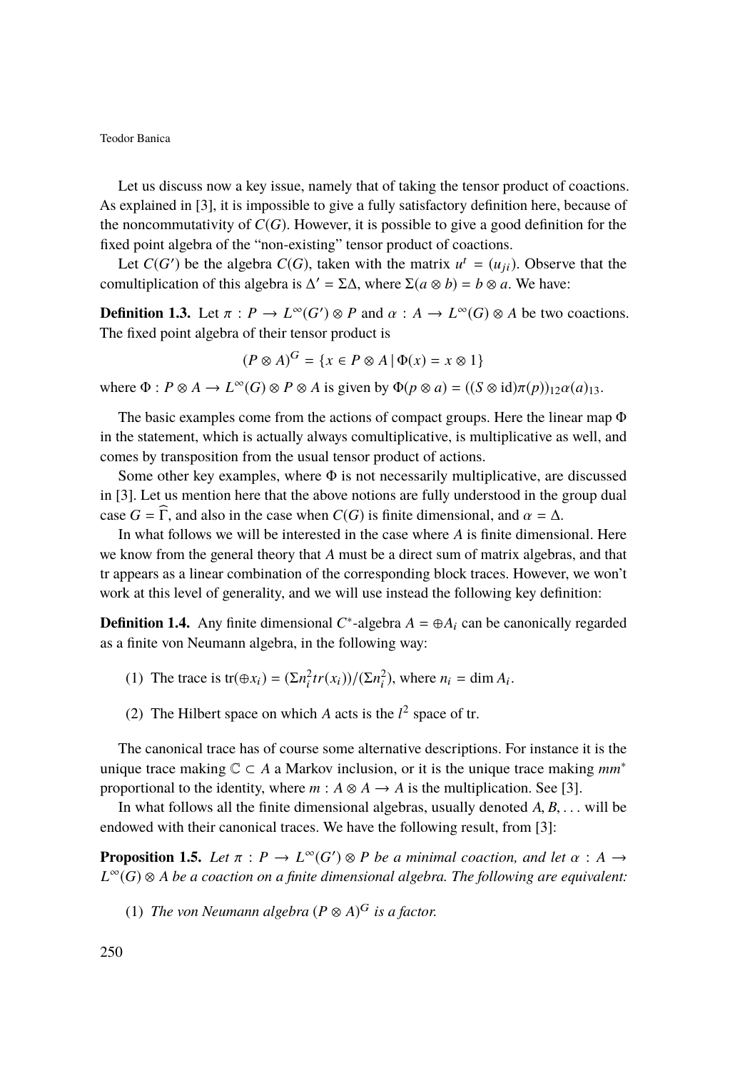Let us discuss now a key issue, namely that of taking the tensor product of coactions. As explained in [3], it is impossible to give a fully satisfactory definition here, because of the noncommutativity of $C(G)$. However, it is possible to give a good definition for the fixed point algebra of the "non-existing" tensor product of coactions.

Let $C(G')$ be the algebra $C(G)$, taken with the matrix $u^t = (u_{ji})$. Observe that the comultiplication of this algebra is $\Delta' = \Sigma\Delta$, where $\Sigma(a \otimes b) = b \otimes a$. We have:

**Definition 1.3.** Let $\pi : P \to L^\infty(G') \otimes P$ and $\alpha : A \to L^\infty(G) \otimes A$ be two coactions. The fixed point algebra of their tensor product is

$$(P \otimes A)^G = \{x \in P \otimes A \mid \Phi(x) = x \otimes 1\}$$

where $\Phi : P \otimes A \to L^\infty(G) \otimes P \otimes A$ is given by $\Phi(p \otimes a) = ((S \otimes \mathrm{id})\pi(p))_{12}\alpha(a)_{13}$.

The basic examples come from the actions of compact groups. Here the linear map $\Phi$ in the statement, which is actually always comultiplicative, is multiplicative as well, and comes by transposition from the usual tensor product of actions.

Some other key examples, where $\Phi$ is not necessarily multiplicative, are discussed in [3]. Let us mention here that the above notions are fully understood in the group dual case $G = \widehat{\Gamma}$, and also in the case when $C(G)$ is finite dimensional, and $\alpha = \Delta$.

In what follows we will be interested in the case where $A$ is finite dimensional. Here we know from the general theory that $A$ must be a direct sum of matrix algebras, and that tr appears as a linear combination of the corresponding block traces. However, we won't work at this level of generality, and we will use instead the following key definition:

**Definition 1.4.** Any finite dimensional $C^*$-algebra $A = \oplus A_i$ can be canonically regarded as a finite von Neumann algebra, in the following way:

1. The trace is $\mathrm{tr}(\oplus x_i) = (\Sigma n_i^2 tr(x_i))/(\Sigma n_i^2)$, where $n_i = \dim A_i$.
2. The Hilbert space on which $A$ acts is the $l^2$ space of tr.

The canonical trace has of course some alternative descriptions. For instance it is the unique trace making $\mathbb{C} \subset A$ a Markov inclusion, or it is the unique trace making $mm^*$ proportional to the identity, where $m : A \otimes A \to A$ is the multiplication. See [3].

In what follows all the finite dimensional algebras, usually denoted $A, B, \ldots$ will be endowed with their canonical traces. We have the following result, from [3]:

**Proposition 1.5.** *Let $\pi : P \to L^\infty(G') \otimes P$ be a minimal coaction, and let $\alpha : A \to L^\infty(G) \otimes A$ be a coaction on a finite dimensional algebra. The following are equivalent:*

1. *The von Neumann algebra $(P \otimes A)^G$ is a factor.*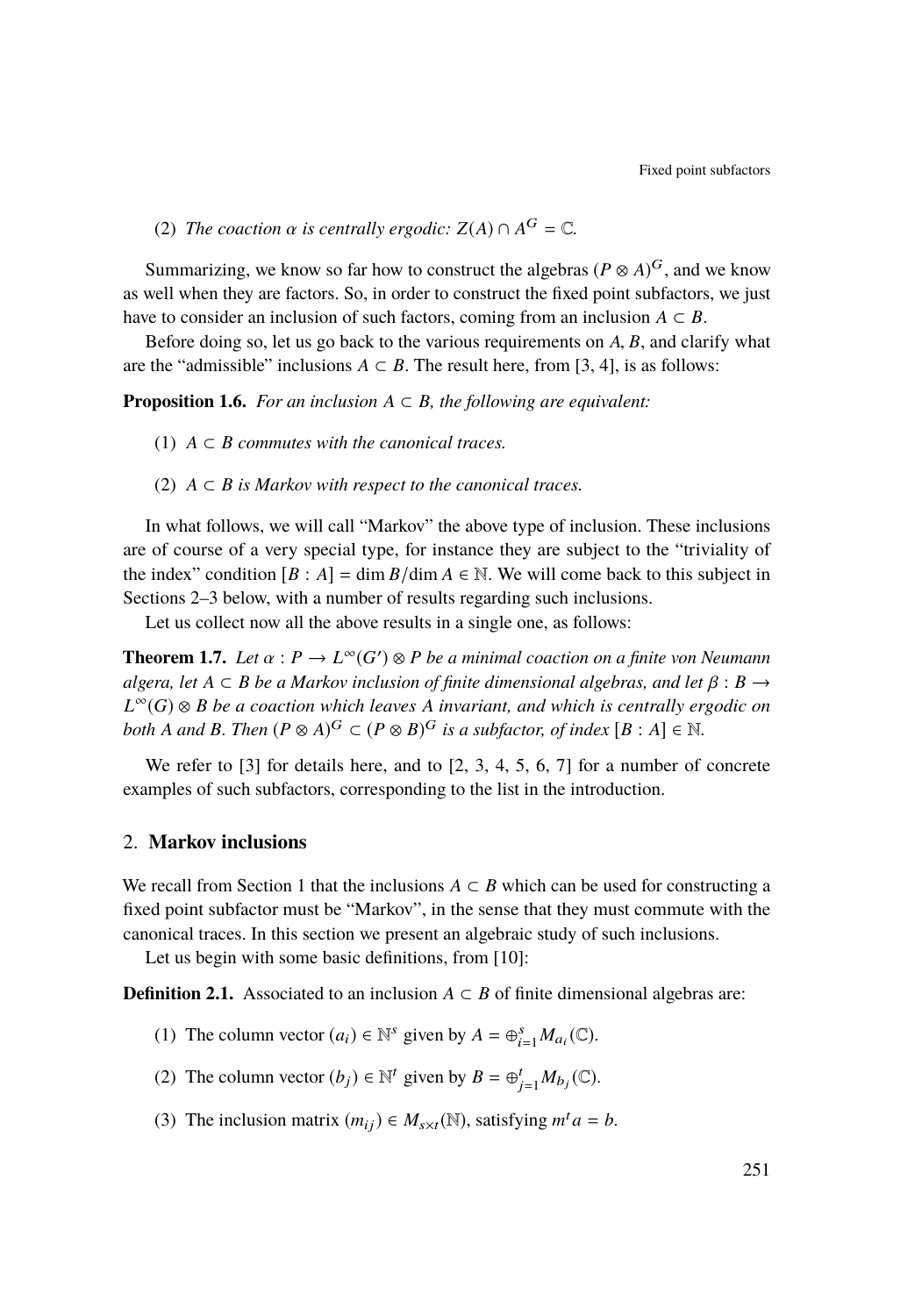(2) *The coaction $\alpha$ is centrally ergodic: $Z(A) \cap A^G = \mathbb{C}$.*

Summarizing, we know so far how to construct the algebras $(P \otimes A)^G$, and we know as well when they are factors. So, in order to construct the fixed point subfactors, we just have to consider an inclusion of such factors, coming from an inclusion $A \subset B$.

Before doing so, let us go back to the various requirements on $A, B$, and clarify what are the "admissible" inclusions $A \subset B$. The result here, from [3, 4], is as follows:

**Proposition 1.6.** *For an inclusion $A \subset B$, the following are equivalent:*

(1) *$A \subset B$ commutes with the canonical traces.*

(2) *$A \subset B$ is Markov with respect to the canonical traces.*

In what follows, we will call "Markov" the above type of inclusion. These inclusions are of course of a very special type, for instance they are subject to the "triviality of the index" condition $[B : A] = \dim B / \dim A \in \mathbb{N}$. We will come back to this subject in Sections 2–3 below, with a number of results regarding such inclusions.

Let us collect now all the above results in a single one, as follows:

**Theorem 1.7.** *Let $\alpha : P \to L^\infty(G') \otimes P$ be a minimal coaction on a finite von Neumann algera, let $A \subset B$ be a Markov inclusion of finite dimensional algebras, and let $\beta : B \to L^\infty(G) \otimes B$ be a coaction which leaves $A$ invariant, and which is centrally ergodic on both $A$ and $B$. Then $(P \otimes A)^G \subset (P \otimes B)^G$ is a subfactor, of index $[B : A] \in \mathbb{N}$.*

We refer to [3] for details here, and to [2, 3, 4, 5, 6, 7] for a number of concrete examples of such subfactors, corresponding to the list in the introduction.

## 2. **Markov inclusions**

We recall from Section 1 that the inclusions $A \subset B$ which can be used for constructing a fixed point subfactor must be "Markov", in the sense that they must commute with the canonical traces. In this section we present an algebraic study of such inclusions.

Let us begin with some basic definitions, from [10]:

**Definition 2.1.** Associated to an inclusion $A \subset B$ of finite dimensional algebras are:

(1) The column vector $(a_i) \in \mathbb{N}^s$ given by $A = \oplus_{i=1}^s M_{a_i}(\mathbb{C})$.

(2) The column vector $(b_j) \in \mathbb{N}^t$ given by $B = \oplus_{j=1}^t M_{b_j}(\mathbb{C})$.

(3) The inclusion matrix $(m_{ij}) \in M_{s \times t}(\mathbb{N})$, satisfying $m^t a = b$.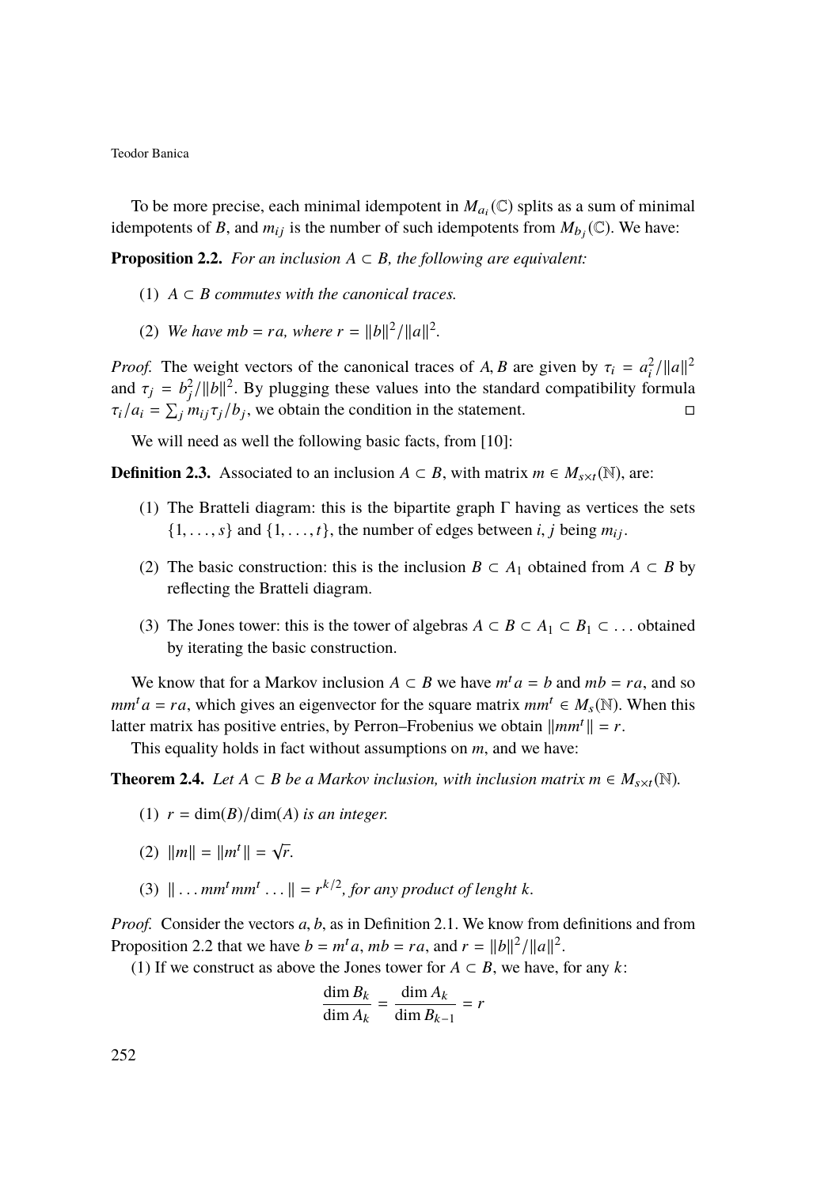To be more precise, each minimal idempotent in $M_{a_i}(\mathbb{C})$ splits as a sum of minimal idempotents of $B$, and $m_{ij}$ is the number of such idempotents from $M_{b_j}(\mathbb{C})$. We have:

**Proposition 2.2.** *For an inclusion $A \subset B$, the following are equivalent:*

1. *$A \subset B$ commutes with the canonical traces.*
2. *We have $mb = ra$, where $r = \|b\|^2/\|a\|^2$.*

*Proof.* The weight vectors of the canonical traces of $A, B$ are given by $\tau_i = a_i^2/\|a\|^2$ and $\tau_j = b_j^2/\|b\|^2$. By plugging these values into the standard compatibility formula $\tau_i/a_i = \sum_j m_{ij}\tau_j/b_j$, we obtain the condition in the statement. $\square$

We will need as well the following basic facts, from [10]:

**Definition 2.3.** Associated to an inclusion $A \subset B$, with matrix $m \in M_{s\times t}(\mathbb{N})$, are:

1. The Bratteli diagram: this is the bipartite graph $\Gamma$ having as vertices the sets $\{1, \ldots, s\}$ and $\{1, \ldots, t\}$, the number of edges between $i, j$ being $m_{ij}$.
2. The basic construction: this is the inclusion $B \subset A_1$ obtained from $A \subset B$ by reflecting the Bratteli diagram.
3. The Jones tower: this is the tower of algebras $A \subset B \subset A_1 \subset B_1 \subset \ldots$ obtained by iterating the basic construction.

We know that for a Markov inclusion $A \subset B$ we have $m^t a = b$ and $mb = ra$, and so $mm^t a = ra$, which gives an eigenvector for the square matrix $mm^t \in M_s(\mathbb{N})$. When this latter matrix has positive entries, by Perron–Frobenius we obtain $\|mm^t\| = r$.

This equality holds in fact without assumptions on $m$, and we have:

**Theorem 2.4.** *Let $A \subset B$ be a Markov inclusion, with inclusion matrix $m \in M_{s\times t}(\mathbb{N})$.*

1. *$r = \dim(B)/\dim(A)$ is an integer.*
2. *$\|m\| = \|m^t\| = \sqrt{r}$.*
3. *$\|\ldots mm^t mm^t \ldots\| = r^{k/2}$, for any product of lenght $k$.*

*Proof.* Consider the vectors $a, b$, as in Definition 2.1. We know from definitions and from Proposition 2.2 that we have $b = m^t a$, $mb = ra$, and $r = \|b\|^2/\|a\|^2$.

(1) If we construct as above the Jones tower for $A \subset B$, we have, for any $k$:

$$\frac{\dim B_k}{\dim A_k} = \frac{\dim A_k}{\dim B_{k-1}} = r$$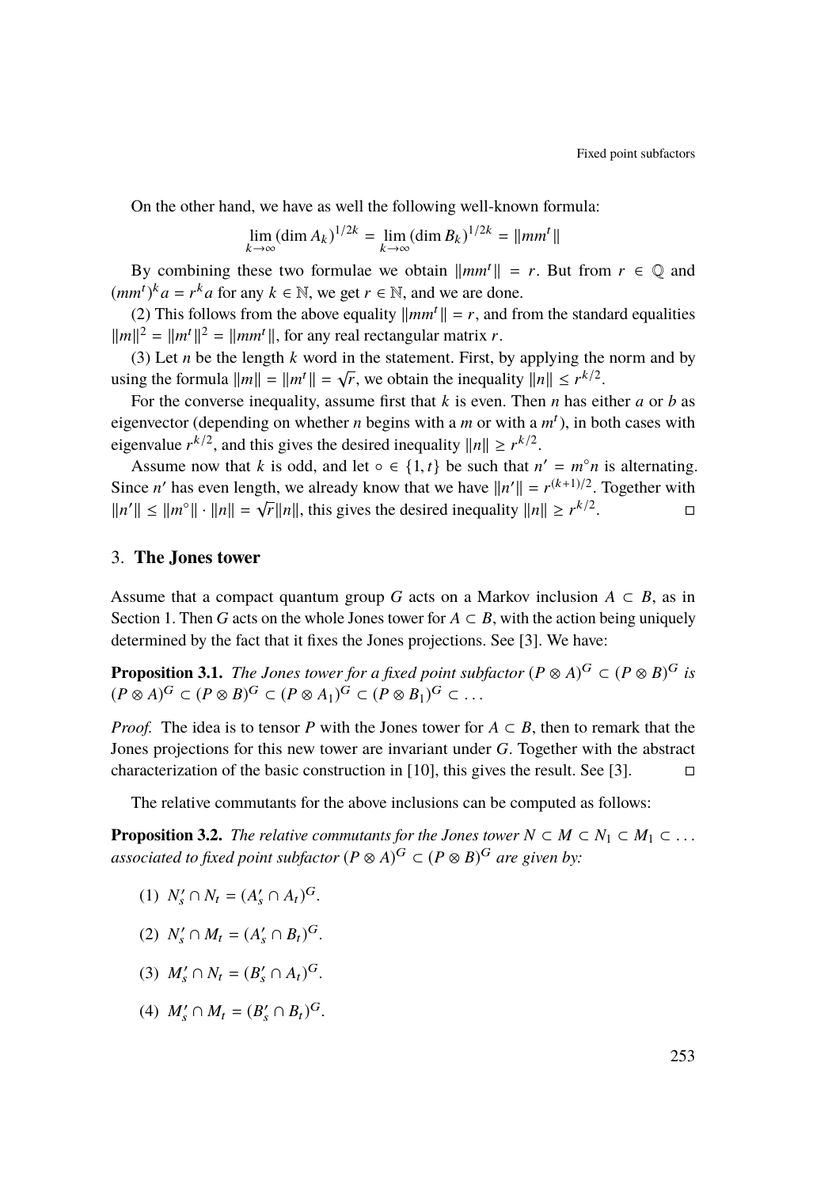On the other hand, we have as well the following well-known formula:

$$\lim_{k\to\infty} (\dim A_k)^{1/2k} = \lim_{k\to\infty} (\dim B_k)^{1/2k} = \|mm^t\|$$

By combining these two formulae we obtain $\|mm^t\| = r$. But from $r \in \mathbb{Q}$ and $(mm^t)^k a = r^k a$ for any $k \in \mathbb{N}$, we get $r \in \mathbb{N}$, and we are done.

(2) This follows from the above equality $\|mm^t\| = r$, and from the standard equalities $\|m\|^2 = \|m^t\|^2 = \|mm^t\|$, for any real rectangular matrix $r$.

(3) Let $n$ be the length $k$ word in the statement. First, by applying the norm and by using the formula $\|m\| = \|m^t\| = \sqrt{r}$, we obtain the inequality $\|n\| \leq r^{k/2}$.

For the converse inequality, assume first that $k$ is even. Then $n$ has either $a$ or $b$ as eigenvector (depending on whether $n$ begins with a $m$ or with a $m^t$), in both cases with eigenvalue $r^{k/2}$, and this gives the desired inequality $\|n\| \geq r^{k/2}$.

Assume now that $k$ is odd, and let $\circ \in \{1, t\}$ be such that $n' = m^\circ n$ is alternating. Since $n'$ has even length, we already know that we have $\|n'\| = r^{(k+1)/2}$. Together with $\|n'\| \leq \|m^\circ\| \cdot \|n\| = \sqrt{r}\|n\|$, this gives the desired inequality $\|n\| \geq r^{k/2}$. □

## 3. The Jones tower

Assume that a compact quantum group $G$ acts on a Markov inclusion $A \subset B$, as in Section 1. Then $G$ acts on the whole Jones tower for $A \subset B$, with the action being uniquely determined by the fact that it fixes the Jones projections. See [3]. We have:

**Proposition 3.1.** *The Jones tower for a fixed point subfactor $(P \otimes A)^G \subset (P \otimes B)^G$ is $(P \otimes A)^G \subset (P \otimes B)^G \subset (P \otimes A_1)^G \subset (P \otimes B_1)^G \subset \ldots$*

*Proof.* The idea is to tensor $P$ with the Jones tower for $A \subset B$, then to remark that the Jones projections for this new tower are invariant under $G$. Together with the abstract characterization of the basic construction in [10], this gives the result. See [3]. □

The relative commutants for the above inclusions can be computed as follows:

**Proposition 3.2.** *The relative commutants for the Jones tower $N \subset M \subset N_1 \subset M_1 \subset \ldots$ associated to fixed point subfactor $(P \otimes A)^G \subset (P \otimes B)^G$ are given by:*

(1) $N_s' \cap N_t = (A_s' \cap A_t)^G$.

(2) $N_s' \cap M_t = (A_s' \cap B_t)^G$.

(3) $M_s' \cap N_t = (B_s' \cap A_t)^G$.

(4) $M_s' \cap M_t = (B_s' \cap B_t)^G$.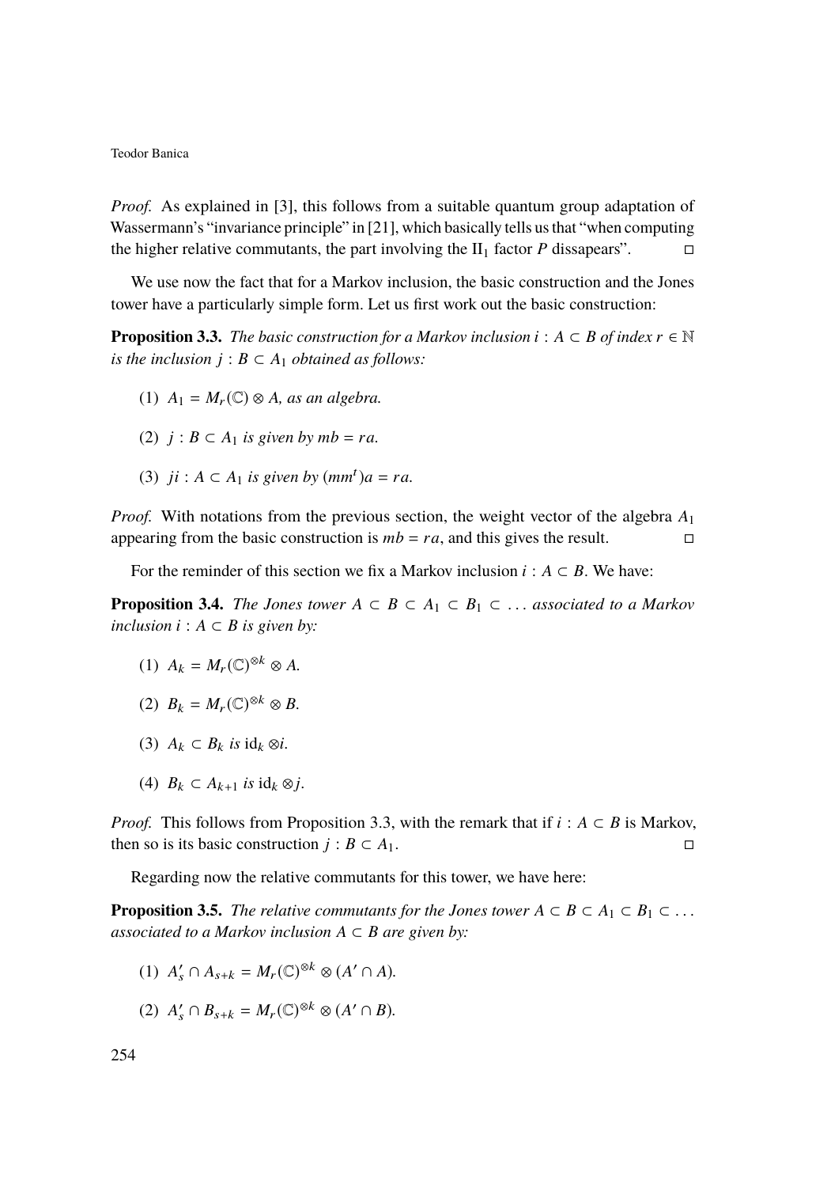*Proof.* As explained in [3], this follows from a suitable quantum group adaptation of Wassermann's "invariance principle" in [21], which basically tells us that "when computing the higher relative commutants, the part involving the $\mathrm{II}_1$ factor $P$ dissapears". □

We use now the fact that for a Markov inclusion, the basic construction and the Jones tower have a particularly simple form. Let us first work out the basic construction:

**Proposition 3.3.** *The basic construction for a Markov inclusion $i : A \subset B$ of index $r \in \mathbb{N}$ is the inclusion $j : B \subset A_1$ obtained as follows:*

1. *$A_1 = M_r(\mathbb{C}) \otimes A$, as an algebra.*
2. *$j : B \subset A_1$ is given by $mb = ra$.*
3. *$ji : A \subset A_1$ is given by $(mm^t)a = ra$.*

*Proof.* With notations from the previous section, the weight vector of the algebra $A_1$ appearing from the basic construction is $mb = ra$, and this gives the result. □

For the reminder of this section we fix a Markov inclusion $i : A \subset B$. We have:

**Proposition 3.4.** *The Jones tower $A \subset B \subset A_1 \subset B_1 \subset \dots$ associated to a Markov inclusion $i : A \subset B$ is given by:*

1. *$A_k = M_r(\mathbb{C})^{\otimes k} \otimes A$.*
2. *$B_k = M_r(\mathbb{C})^{\otimes k} \otimes B$.*
3. *$A_k \subset B_k$ is $\mathrm{id}_k \otimes i$.*
4. *$B_k \subset A_{k+1}$ is $\mathrm{id}_k \otimes j$.*

*Proof.* This follows from Proposition 3.3, with the remark that if $i : A \subset B$ is Markov, then so is its basic construction $j : B \subset A_1$. □

Regarding now the relative commutants for this tower, we have here:

**Proposition 3.5.** *The relative commutants for the Jones tower $A \subset B \subset A_1 \subset B_1 \subset \dots$ associated to a Markov inclusion $A \subset B$ are given by:*

1. *$A_s' \cap A_{s+k} = M_r(\mathbb{C})^{\otimes k} \otimes (A' \cap A)$.*
2. *$A_s' \cap B_{s+k} = M_r(\mathbb{C})^{\otimes k} \otimes (A' \cap B)$.*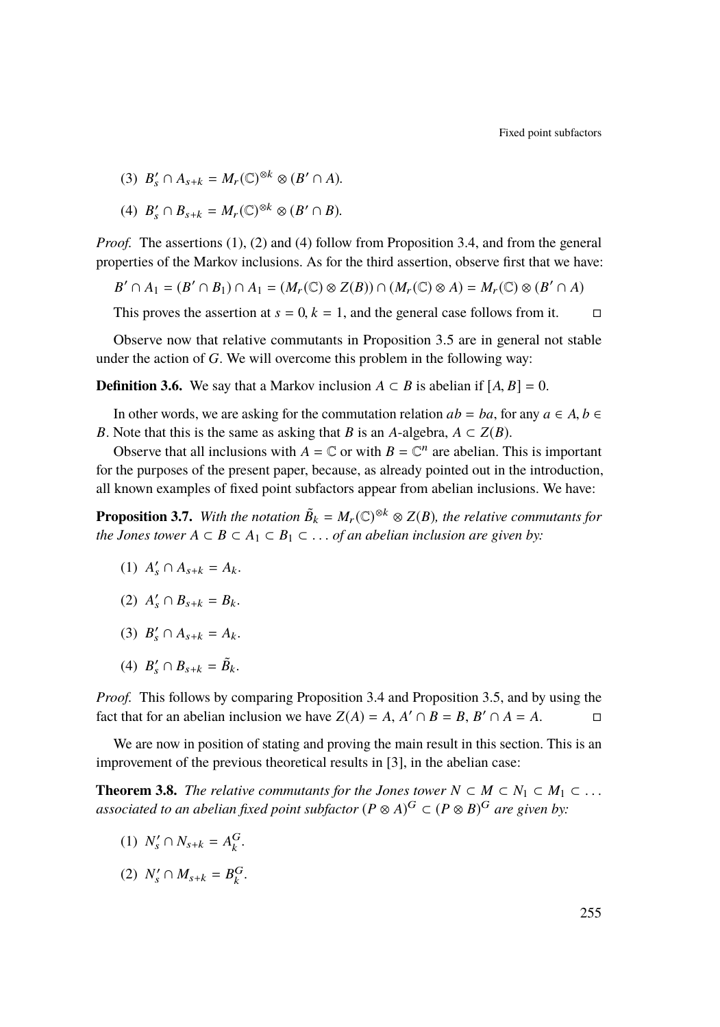(3) $B'_s \cap A_{s+k} = M_r(\mathbb{C})^{\otimes k} \otimes (B' \cap A)$.

(4) $B'_s \cap B_{s+k} = M_r(\mathbb{C})^{\otimes k} \otimes (B' \cap B)$.

*Proof.* The assertions (1), (2) and (4) follow from Proposition 3.4, and from the general properties of the Markov inclusions. As for the third assertion, observe first that we have:

$$B' \cap A_1 = (B' \cap B_1) \cap A_1 = (M_r(\mathbb{C}) \otimes Z(B)) \cap (M_r(\mathbb{C}) \otimes A) = M_r(\mathbb{C}) \otimes (B' \cap A)$$

This proves the assertion at $s = 0, k = 1$, and the general case follows from it. □

Observe now that relative commutants in Proposition 3.5 are in general not stable under the action of $G$. We will overcome this problem in the following way:

**Definition 3.6.** We say that a Markov inclusion $A \subset B$ is abelian if $[A, B] = 0$.

In other words, we are asking for the commutation relation $ab = ba$, for any $a \in A, b \in B$. Note that this is the same as asking that $B$ is an $A$-algebra, $A \subset Z(B)$.

Observe that all inclusions with $A = \mathbb{C}$ or with $B = \mathbb{C}^n$ are abelian. This is important for the purposes of the present paper, because, as already pointed out in the introduction, all known examples of fixed point subfactors appear from abelian inclusions. We have:

**Proposition 3.7.** *With the notation $\tilde{B}_k = M_r(\mathbb{C})^{\otimes k} \otimes Z(B)$, the relative commutants for the Jones tower $A \subset B \subset A_1 \subset B_1 \subset \ldots$ of an abelian inclusion are given by:*

(1) $A'_s \cap A_{s+k} = A_k$.

(2) $A'_s \cap B_{s+k} = B_k$.

(3) $B'_s \cap A_{s+k} = A_k$.

(4) $B'_s \cap B_{s+k} = \tilde{B}_k$.

*Proof.* This follows by comparing Proposition 3.4 and Proposition 3.5, and by using the fact that for an abelian inclusion we have $Z(A) = A$, $A' \cap B = B$, $B' \cap A = A$. □

We are now in position of stating and proving the main result in this section. This is an improvement of the previous theoretical results in [3], in the abelian case:

**Theorem 3.8.** *The relative commutants for the Jones tower $N \subset M \subset N_1 \subset M_1 \subset \ldots$ associated to an abelian fixed point subfactor $(P \otimes A)^G \subset (P \otimes B)^G$ are given by:*

(1) $N'_s \cap N_{s+k} = A_k^G$.

(2) $N'_s \cap M_{s+k} = B_k^G$.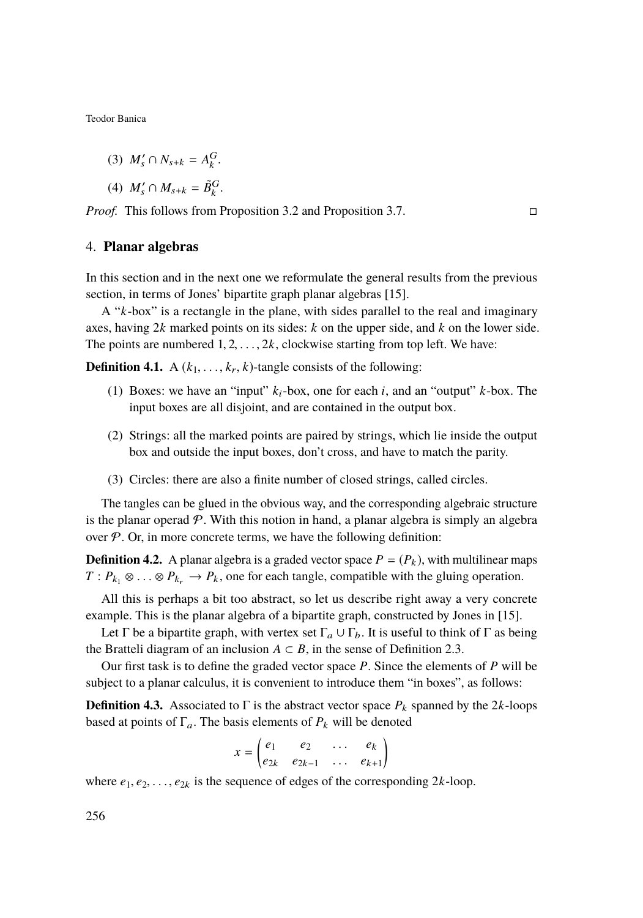(3) $M_s' \cap N_{s+k} = A_k^G$.

(4) $M_s' \cap M_{s+k} = \tilde{B}_k^G$.

*Proof.* This follows from Proposition 3.2 and Proposition 3.7. □

## 4. **Planar algebras**

In this section and in the next one we reformulate the general results from the previous section, in terms of Jones' bipartite graph planar algebras [15].

A "$k$-box" is a rectangle in the plane, with sides parallel to the real and imaginary axes, having $2k$ marked points on its sides: $k$ on the upper side, and $k$ on the lower side. The points are numbered $1, 2, \ldots, 2k$, clockwise starting from top left. We have:

**Definition 4.1.** A $(k_1, \ldots, k_r, k)$-tangle consists of the following:

(1) Boxes: we have an "input" $k_i$-box, one for each $i$, and an "output" $k$-box. The input boxes are all disjoint, and are contained in the output box.

(2) Strings: all the marked points are paired by strings, which lie inside the output box and outside the input boxes, don't cross, and have to match the parity.

(3) Circles: there are also a finite number of closed strings, called circles.

The tangles can be glued in the obvious way, and the corresponding algebraic structure is the planar operad $\mathcal{P}$. With this notion in hand, a planar algebra is simply an algebra over $\mathcal{P}$. Or, in more concrete terms, we have the following definition:

**Definition 4.2.** A planar algebra is a graded vector space $P = (P_k)$, with multilinear maps $T : P_{k_1} \otimes \ldots \otimes P_{k_r} \to P_k$, one for each tangle, compatible with the gluing operation.

All this is perhaps a bit too abstract, so let us describe right away a very concrete example. This is the planar algebra of a bipartite graph, constructed by Jones in [15].

Let $\Gamma$ be a bipartite graph, with vertex set $\Gamma_a \cup \Gamma_b$. It is useful to think of $\Gamma$ as being the Bratteli diagram of an inclusion $A \subset B$, in the sense of Definition 2.3.

Our first task is to define the graded vector space $P$. Since the elements of $P$ will be subject to a planar calculus, it is convenient to introduce them "in boxes", as follows:

**Definition 4.3.** Associated to $\Gamma$ is the abstract vector space $P_k$ spanned by the $2k$-loops based at points of $\Gamma_a$. The basis elements of $P_k$ will be denoted

$$x = \begin{pmatrix} e_1 & e_2 & \ldots & e_k \\ e_{2k} & e_{2k-1} & \ldots & e_{k+1} \end{pmatrix}$$

where $e_1, e_2, \ldots, e_{2k}$ is the sequence of edges of the corresponding $2k$-loop.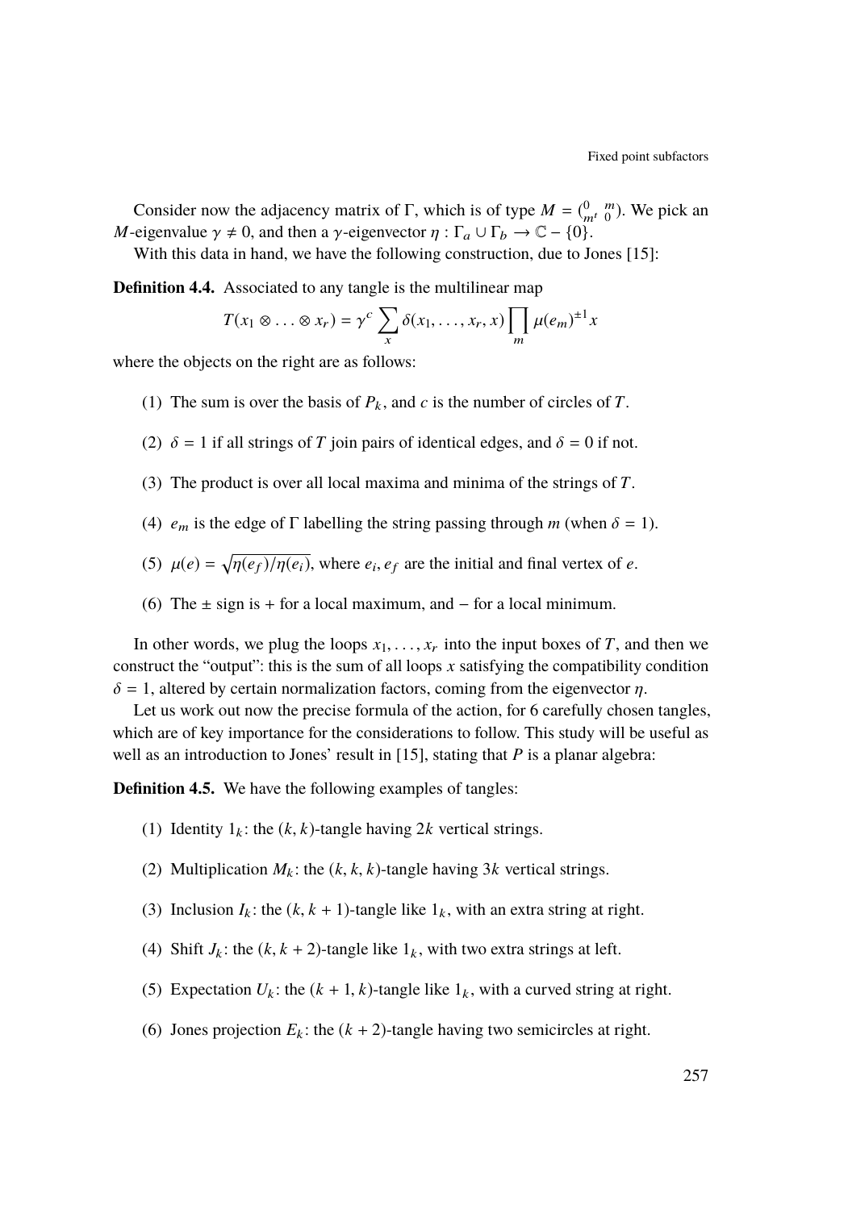Consider now the adjacency matrix of $\Gamma$, which is of type $M = \begin{pmatrix} 0 & m \\ m^t & 0 \end{pmatrix}$. We pick an $M$-eigenvalue $\gamma \neq 0$, and then a $\gamma$-eigenvector $\eta : \Gamma_a \cup \Gamma_b \to \mathbb{C} - \{0\}$.

With this data in hand, we have the following construction, due to Jones [15]:

**Definition 4.4.** Associated to any tangle is the multilinear map

$$T(x_1 \otimes \ldots \otimes x_r) = \gamma^c \sum_x \delta(x_1, \ldots, x_r, x) \prod_m \mu(e_m)^{\pm 1} x$$

where the objects on the right are as follows:

(1) The sum is over the basis of $P_k$, and $c$ is the number of circles of $T$.

(2) $\delta = 1$ if all strings of $T$ join pairs of identical edges, and $\delta = 0$ if not.

(3) The product is over all local maxima and minima of the strings of $T$.

(4) $e_m$ is the edge of $\Gamma$ labelling the string passing through $m$ (when $\delta = 1$).

(5) $\mu(e) = \sqrt{\eta(e_f)/\eta(e_i)}$, where $e_i, e_f$ are the initial and final vertex of $e$.

(6) The $\pm$ sign is $+$ for a local maximum, and $-$ for a local minimum.

In other words, we plug the loops $x_1, \ldots, x_r$ into the input boxes of $T$, and then we construct the "output": this is the sum of all loops $x$ satisfying the compatibility condition $\delta = 1$, altered by certain normalization factors, coming from the eigenvector $\eta$.

Let us work out now the precise formula of the action, for 6 carefully chosen tangles, which are of key importance for the considerations to follow. This study will be useful as well as an introduction to Jones' result in [15], stating that $P$ is a planar algebra:

**Definition 4.5.** We have the following examples of tangles:

(1) Identity $1_k$: the $(k, k)$-tangle having $2k$ vertical strings.

(2) Multiplication $M_k$: the $(k, k, k)$-tangle having $3k$ vertical strings.

(3) Inclusion $I_k$: the $(k, k + 1)$-tangle like $1_k$, with an extra string at right.

(4) Shift $J_k$: the $(k, k + 2)$-tangle like $1_k$, with two extra strings at left.

(5) Expectation $U_k$: the $(k + 1, k)$-tangle like $1_k$, with a curved string at right.

(6) Jones projection $E_k$: the $(k + 2)$-tangle having two semicircles at right.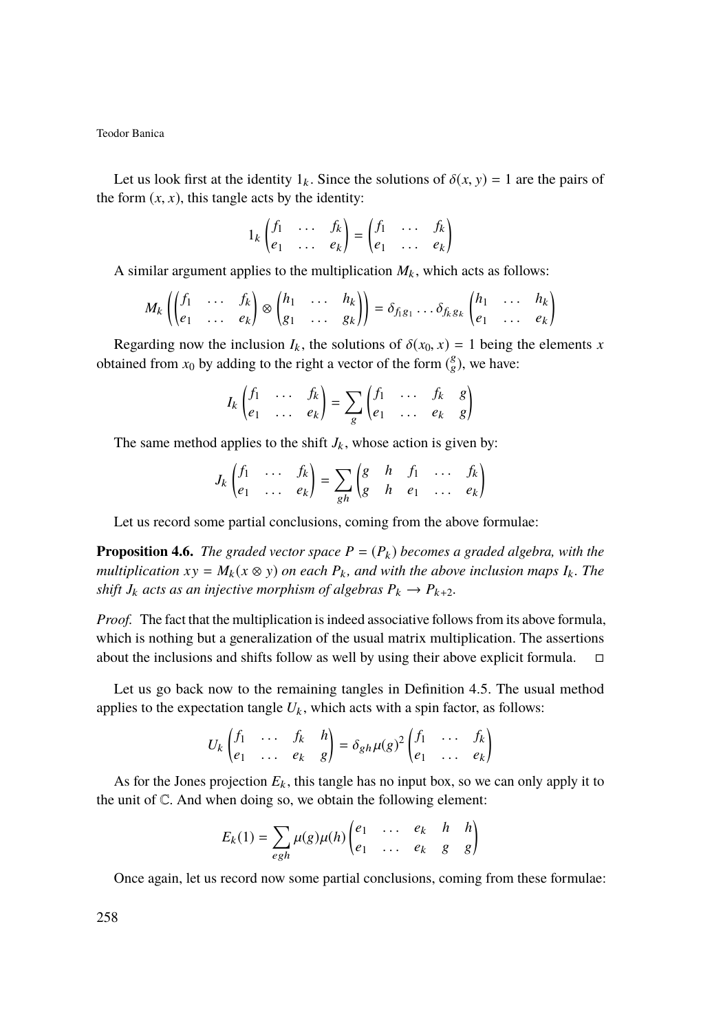Let us look first at the identity $1_k$. Since the solutions of $\delta(x,y)=1$ are the pairs of the form $(x,x)$, this tangle acts by the identity:

$$1_k\begin{pmatrix}f_1&\ldots&f_k\\ e_1&\ldots&e_k\end{pmatrix}=\begin{pmatrix}f_1&\ldots&f_k\\ e_1&\ldots&e_k\end{pmatrix}$$

A similar argument applies to the multiplication $M_k$, which acts as follows:

$$M_k\left(\begin{pmatrix}f_1&\ldots&f_k\\ e_1&\ldots&e_k\end{pmatrix}\otimes\begin{pmatrix}h_1&\ldots&h_k\\ g_1&\ldots&g_k\end{pmatrix}\right)=\delta_{f_1g_1}\ldots\delta_{f_kg_k}\begin{pmatrix}h_1&\ldots&h_k\\ e_1&\ldots&e_k\end{pmatrix}$$

Regarding now the inclusion $I_k$, the solutions of $\delta(x_0,x)=1$ being the elements $x$ obtained from $x_0$ by adding to the right a vector of the form $\binom{g}{g}$, we have:

$$I_k\begin{pmatrix}f_1&\ldots&f_k\\ e_1&\ldots&e_k\end{pmatrix}=\sum_g\begin{pmatrix}f_1&\ldots&f_k&g\\ e_1&\ldots&e_k&g\end{pmatrix}$$

The same method applies to the shift $J_k$, whose action is given by:

$$J_k\begin{pmatrix}f_1&\ldots&f_k\\ e_1&\ldots&e_k\end{pmatrix}=\sum_{gh}\begin{pmatrix}g&h&f_1&\ldots&f_k\\ g&h&e_1&\ldots&e_k\end{pmatrix}$$

Let us record some partial conclusions, coming from the above formulae:

**Proposition 4.6.** *The graded vector space $P=(P_k)$ becomes a graded algebra, with the multiplication $xy=M_k(x\otimes y)$ on each $P_k$, and with the above inclusion maps $I_k$. The shift $J_k$ acts as an injective morphism of algebras $P_k\to P_{k+2}$.*

*Proof.* The fact that the multiplication is indeed associative follows from its above formula, which is nothing but a generalization of the usual matrix multiplication. The assertions about the inclusions and shifts follow as well by using their above explicit formula. $\square$

Let us go back now to the remaining tangles in Definition 4.5. The usual method applies to the expectation tangle $U_k$, which acts with a spin factor, as follows:

$$U_k\begin{pmatrix}f_1&\ldots&f_k&h\\ e_1&\ldots&e_k&g\end{pmatrix}=\delta_{gh}\mu(g)^2\begin{pmatrix}f_1&\ldots&f_k\\ e_1&\ldots&e_k\end{pmatrix}$$

As for the Jones projection $E_k$, this tangle has no input box, so we can only apply it to the unit of $\mathbb{C}$. And when doing so, we obtain the following element:

$$E_k(1)=\sum_{egh}\mu(g)\mu(h)\begin{pmatrix}e_1&\ldots&e_k&h&h\\ e_1&\ldots&e_k&g&g\end{pmatrix}$$

Once again, let us record now some partial conclusions, coming from these formulae: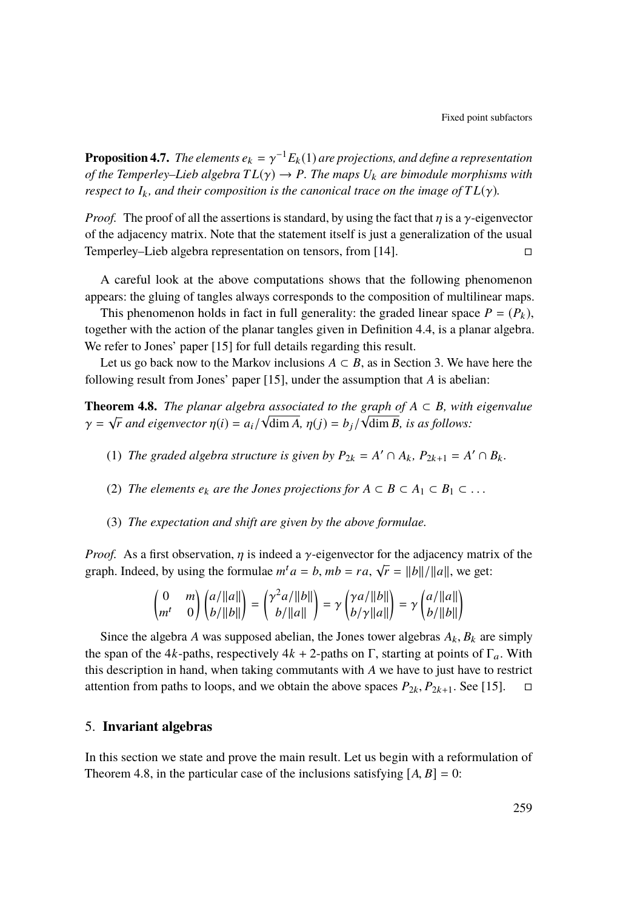**Proposition 4.7.** *The elements $e_k = \gamma^{-1}E_k(1)$ are projections, and define a representation of the Temperley–Lieb algebra $TL(\gamma) \to P$. The maps $U_k$ are bimodule morphisms with respect to $I_k$, and their composition is the canonical trace on the image of $TL(\gamma)$.*

*Proof.* The proof of all the assertions is standard, by using the fact that $\eta$ is a $\gamma$-eigenvector of the adjacency matrix. Note that the statement itself is just a generalization of the usual Temperley–Lieb algebra representation on tensors, from [14]. □

A careful look at the above computations shows that the following phenomenon appears: the gluing of tangles always corresponds to the composition of multilinear maps.

This phenomenon holds in fact in full generality: the graded linear space $P = (P_k)$, together with the action of the planar tangles given in Definition 4.4, is a planar algebra. We refer to Jones' paper [15] for full details regarding this result.

Let us go back now to the Markov inclusions $A \subset B$, as in Section 3. We have here the following result from Jones' paper [15], under the assumption that $A$ is abelian:

**Theorem 4.8.** *The planar algebra associated to the graph of $A \subset B$, with eigenvalue $\gamma = \sqrt{r}$ and eigenvector $\eta(i) = a_i/\sqrt{\dim A}$, $\eta(j) = b_j/\sqrt{\dim B}$, is as follows:*

1. *The graded algebra structure is given by $P_{2k} = A' \cap A_k$, $P_{2k+1} = A' \cap B_k$.*
2. *The elements $e_k$ are the Jones projections for $A \subset B \subset A_1 \subset B_1 \subset \ldots$*
3. *The expectation and shift are given by the above formulae.*

*Proof.* As a first observation, $\eta$ is indeed a $\gamma$-eigenvector for the adjacency matrix of the graph. Indeed, by using the formulae $m^t a = b$, $mb = ra$, $\sqrt{r} = \|b\|/\|a\|$, we get:

$$\begin{pmatrix} 0 & m \\ m^t & 0 \end{pmatrix} \begin{pmatrix} a/\|a\| \\ b/\|b\| \end{pmatrix} = \begin{pmatrix} \gamma^2 a/\|b\| \\ b/\|a\| \end{pmatrix} = \gamma \begin{pmatrix} \gamma a/\|b\| \\ b/\gamma\|a\| \end{pmatrix} = \gamma \begin{pmatrix} a/\|a\| \\ b/\|b\| \end{pmatrix}$$

Since the algebra $A$ was supposed abelian, the Jones tower algebras $A_k, B_k$ are simply the span of the $4k$-paths, respectively $4k+2$-paths on $\Gamma$, starting at points of $\Gamma_a$. With this description in hand, when taking commutants with $A$ we have to just have to restrict attention from paths to loops, and we obtain the above spaces $P_{2k}, P_{2k+1}$. See [15]. □

## 5. **Invariant algebras**

In this section we state and prove the main result. Let us begin with a reformulation of Theorem 4.8, in the particular case of the inclusions satisfying $[A, B] = 0$: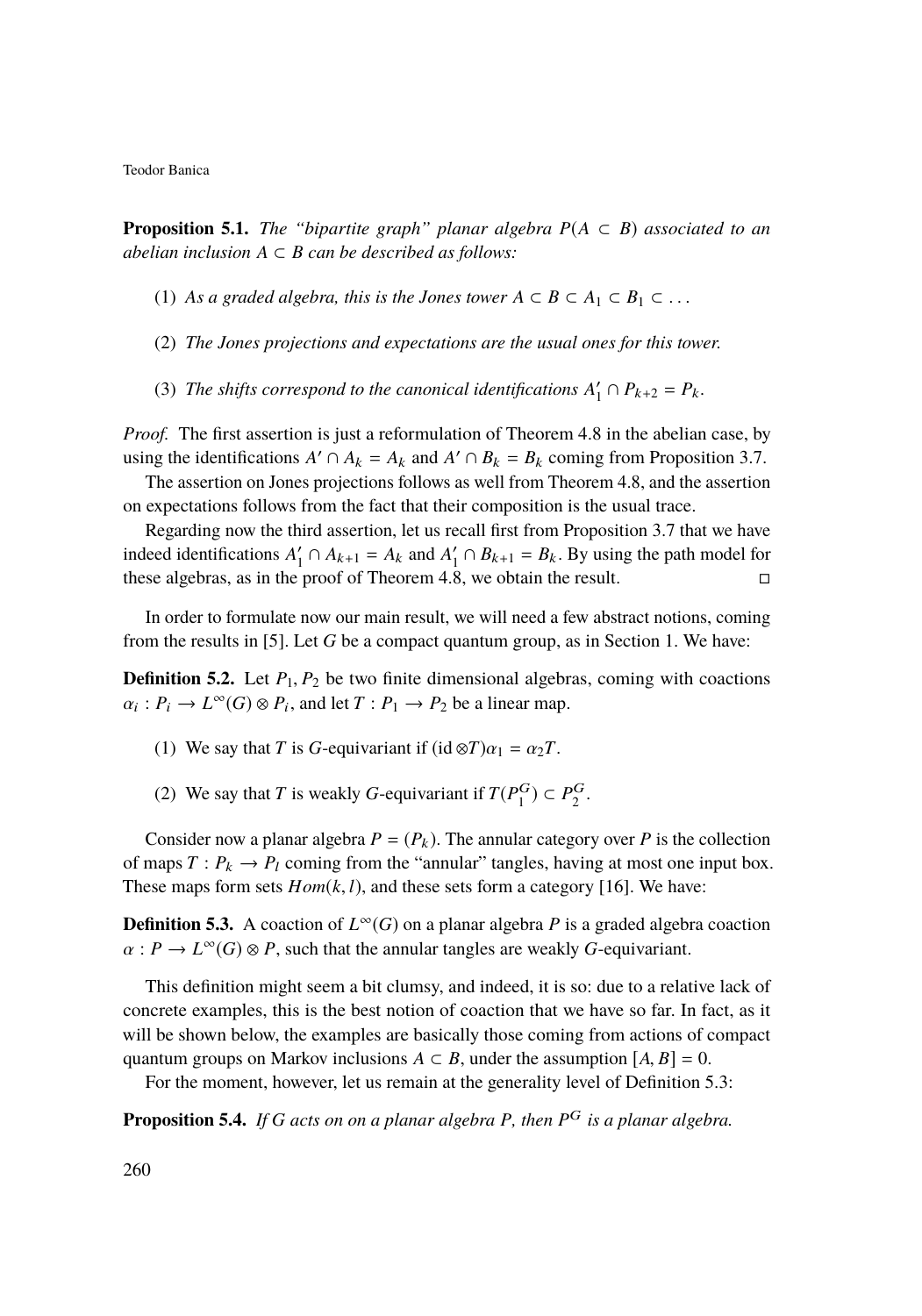**Proposition 5.1.** *The "bipartite graph" planar algebra $P(A \subset B)$ associated to an abelian inclusion $A \subset B$ can be described as follows:*

(1) *As a graded algebra, this is the Jones tower $A \subset B \subset A_1 \subset B_1 \subset \dots$*

(2) *The Jones projections and expectations are the usual ones for this tower.*

(3) *The shifts correspond to the canonical identifications $A_1' \cap P_{k+2} = P_k$.*

*Proof.* The first assertion is just a reformulation of Theorem 4.8 in the abelian case, by using the identifications $A' \cap A_k = A_k$ and $A' \cap B_k = B_k$ coming from Proposition 3.7.

The assertion on Jones projections follows as well from Theorem 4.8, and the assertion on expectations follows from the fact that their composition is the usual trace.

Regarding now the third assertion, let us recall first from Proposition 3.7 that we have indeed identifications $A_1' \cap A_{k+1} = A_k$ and $A_1' \cap B_{k+1} = B_k$. By using the path model for these algebras, as in the proof of Theorem 4.8, we obtain the result. □

In order to formulate now our main result, we will need a few abstract notions, coming from the results in [5]. Let $G$ be a compact quantum group, as in Section 1. We have:

**Definition 5.2.** Let $P_1, P_2$ be two finite dimensional algebras, coming with coactions $\alpha_i : P_i \to L^\infty(G) \otimes P_i$, and let $T : P_1 \to P_2$ be a linear map.

(1) We say that $T$ is $G$-equivariant if $(\mathrm{id} \otimes T)\alpha_1 = \alpha_2 T$.

(2) We say that $T$ is weakly $G$-equivariant if $T(P_1^G) \subset P_2^G$.

Consider now a planar algebra $P = (P_k)$. The annular category over $P$ is the collection of maps $T : P_k \to P_l$ coming from the "annular" tangles, having at most one input box. These maps form sets $Hom(k, l)$, and these sets form a category [16]. We have:

**Definition 5.3.** A coaction of $L^\infty(G)$ on a planar algebra $P$ is a graded algebra coaction $\alpha : P \to L^\infty(G) \otimes P$, such that the annular tangles are weakly $G$-equivariant.

This definition might seem a bit clumsy, and indeed, it is so: due to a relative lack of concrete examples, this is the best notion of coaction that we have so far. In fact, as it will be shown below, the examples are basically those coming from actions of compact quantum groups on Markov inclusions $A \subset B$, under the assumption $[A, B] = 0$.

For the moment, however, let us remain at the generality level of Definition 5.3:

**Proposition 5.4.** *If $G$ acts on on a planar algebra $P$, then $P^G$ is a planar algebra.*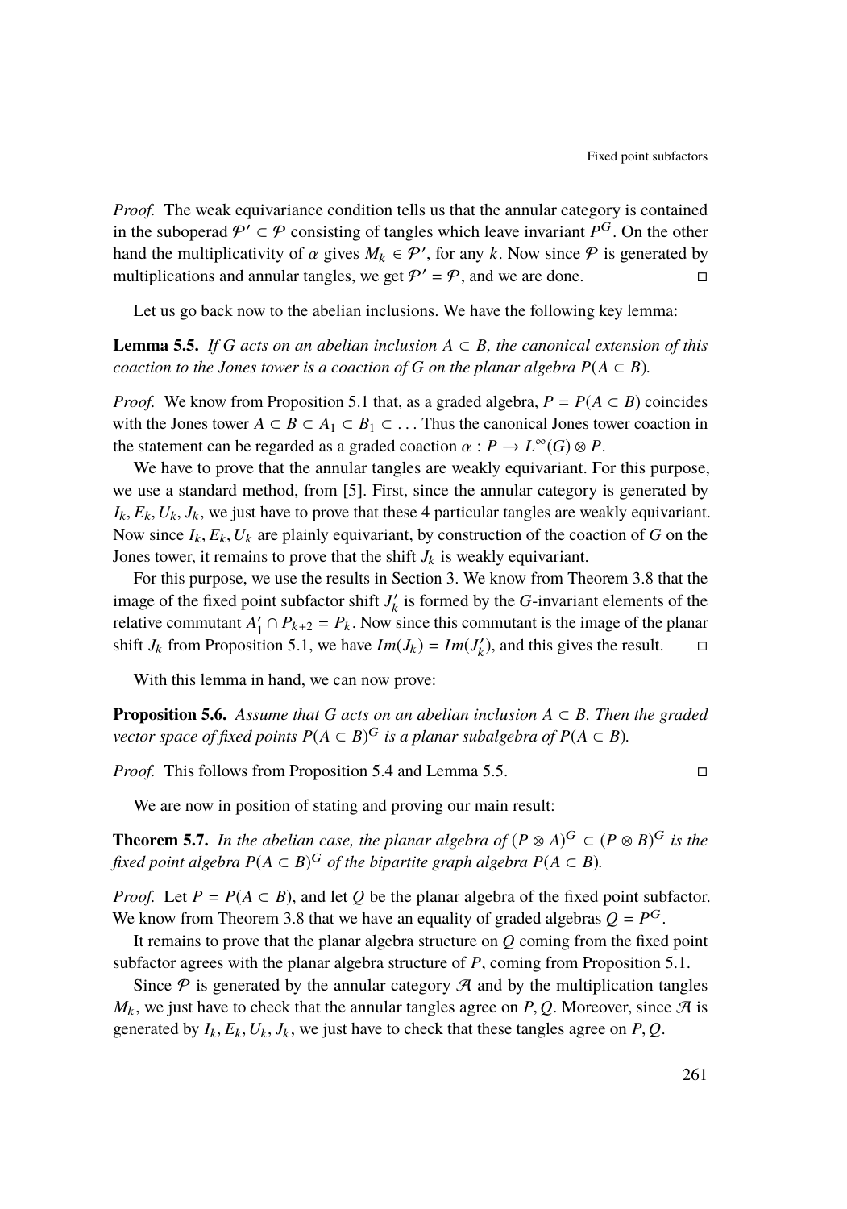*Proof.* The weak equivariance condition tells us that the annular category is contained in the suboperad $\mathcal{P}' \subset \mathcal{P}$ consisting of tangles which leave invariant $P^G$. On the other hand the multiplicativity of $\alpha$ gives $M_k \in \mathcal{P}'$, for any $k$. Now since $\mathcal{P}$ is generated by multiplications and annular tangles, we get $\mathcal{P}' = \mathcal{P}$, and we are done. □

Let us go back now to the abelian inclusions. We have the following key lemma:

**Lemma 5.5.** *If $G$ acts on an abelian inclusion $A \subset B$, the canonical extension of this coaction to the Jones tower is a coaction of $G$ on the planar algebra $P(A \subset B)$.*

*Proof.* We know from Proposition 5.1 that, as a graded algebra, $P = P(A \subset B)$ coincides with the Jones tower $A \subset B \subset A_1 \subset B_1 \subset \ldots$ Thus the canonical Jones tower coaction in the statement can be regarded as a graded coaction $\alpha : P \to L^\infty(G) \otimes P$.

We have to prove that the annular tangles are weakly equivariant. For this purpose, we use a standard method, from [5]. First, since the annular category is generated by $I_k, E_k, U_k, J_k$, we just have to prove that these 4 particular tangles are weakly equivariant. Now since $I_k, E_k, U_k$ are plainly equivariant, by construction of the coaction of $G$ on the Jones tower, it remains to prove that the shift $J_k$ is weakly equivariant.

For this purpose, we use the results in Section 3. We know from Theorem 3.8 that the image of the fixed point subfactor shift $J_k'$ is formed by the $G$-invariant elements of the relative commutant $A_1' \cap P_{k+2} = P_k$. Now since this commutant is the image of the planar shift $J_k$ from Proposition 5.1, we have $Im(J_k) = Im(J_k')$, and this gives the result. □

With this lemma in hand, we can now prove:

**Proposition 5.6.** *Assume that $G$ acts on an abelian inclusion $A \subset B$. Then the graded vector space of fixed points $P(A \subset B)^G$ is a planar subalgebra of $P(A \subset B)$.*

*Proof.* This follows from Proposition 5.4 and Lemma 5.5. □

We are now in position of stating and proving our main result:

**Theorem 5.7.** *In the abelian case, the planar algebra of $(P \otimes A)^G \subset (P \otimes B)^G$ is the fixed point algebra $P(A \subset B)^G$ of the bipartite graph algebra $P(A \subset B)$.*

*Proof.* Let $P = P(A \subset B)$, and let $Q$ be the planar algebra of the fixed point subfactor. We know from Theorem 3.8 that we have an equality of graded algebras $Q = P^G$.

It remains to prove that the planar algebra structure on $Q$ coming from the fixed point subfactor agrees with the planar algebra structure of $P$, coming from Proposition 5.1.

Since $\mathcal{P}$ is generated by the annular category $\mathcal{A}$ and by the multiplication tangles $M_k$, we just have to check that the annular tangles agree on $P, Q$. Moreover, since $\mathcal{A}$ is generated by $I_k, E_k, U_k, J_k$, we just have to check that these tangles agree on $P, Q$.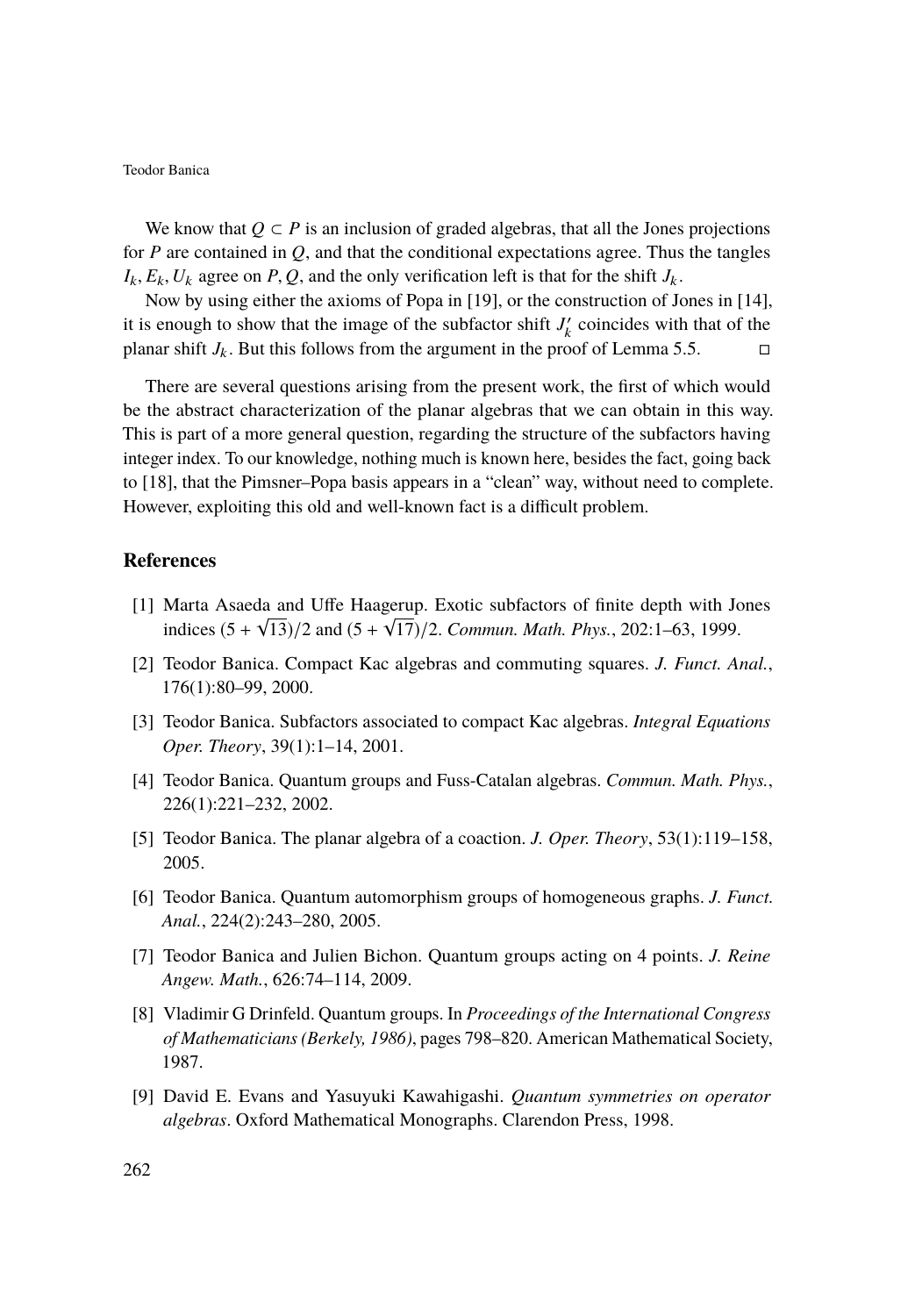We know that $Q \subset P$ is an inclusion of graded algebras, that all the Jones projections for $P$ are contained in $Q$, and that the conditional expectations agree. Thus the tangles $I_k, E_k, U_k$ agree on $P, Q$, and the only verification left is that for the shift $J_k$.

Now by using either the axioms of Popa in [19], or the construction of Jones in [14], it is enough to show that the image of the subfactor shift $J_k'$ coincides with that of the planar shift $J_k$. But this follows from the argument in the proof of Lemma 5.5. □

There are several questions arising from the present work, the first of which would be the abstract characterization of the planar algebras that we can obtain in this way. This is part of a more general question, regarding the structure of the subfactors having integer index. To our knowledge, nothing much is known here, besides the fact, going back to [18], that the Pimsner–Popa basis appears in a "clean" way, without need to complete. However, exploiting this old and well-known fact is a difficult problem.

## References

[1] Marta Asaeda and Uffe Haagerup. Exotic subfactors of finite depth with Jones indices $(5 + \sqrt{13})/2$ and $(5 + \sqrt{17})/2$. *Commun. Math. Phys.*, 202:1–63, 1999.

[2] Teodor Banica. Compact Kac algebras and commuting squares. *J. Funct. Anal.*, 176(1):80–99, 2000.

[3] Teodor Banica. Subfactors associated to compact Kac algebras. *Integral Equations Oper. Theory*, 39(1):1–14, 2001.

[4] Teodor Banica. Quantum groups and Fuss-Catalan algebras. *Commun. Math. Phys.*, 226(1):221–232, 2002.

[5] Teodor Banica. The planar algebra of a coaction. *J. Oper. Theory*, 53(1):119–158, 2005.

[6] Teodor Banica. Quantum automorphism groups of homogeneous graphs. *J. Funct. Anal.*, 224(2):243–280, 2005.

[7] Teodor Banica and Julien Bichon. Quantum groups acting on 4 points. *J. Reine Angew. Math.*, 626:74–114, 2009.

[8] Vladimir G Drinfeld. Quantum groups. In *Proceedings of the International Congress of Mathematicians (Berkely, 1986)*, pages 798–820. American Mathematical Society, 1987.

[9] David E. Evans and Yasuyuki Kawahigashi. *Quantum symmetries on operator algebras*. Oxford Mathematical Monographs. Clarendon Press, 1998.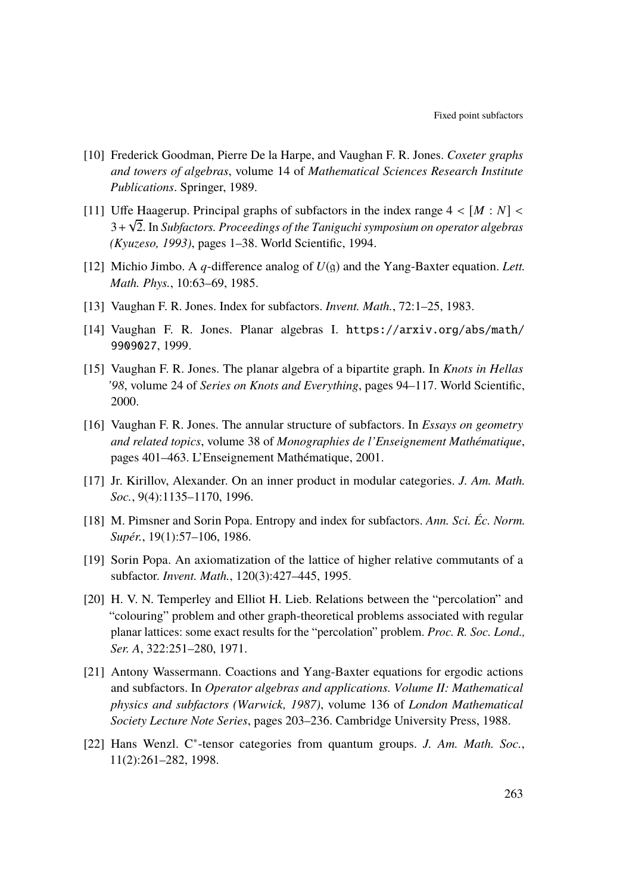[10] Frederick Goodman, Pierre De la Harpe, and Vaughan F. R. Jones. *Coxeter graphs and towers of algebras*, volume 14 of *Mathematical Sciences Research Institute Publications*. Springer, 1989.

[11] Uffe Haagerup. Principal graphs of subfactors in the index range $4 < [M : N] < 3 + \sqrt{2}$. In *Subfactors. Proceedings of the Taniguchi symposium on operator algebras (Kyuzeso, 1993)*, pages 1–38. World Scientific, 1994.

[12] Michio Jimbo. A $q$-difference analog of $U(\mathfrak{g})$ and the Yang-Baxter equation. *Lett. Math. Phys.*, 10:63–69, 1985.

[13] Vaughan F. R. Jones. Index for subfactors. *Invent. Math.*, 72:1–25, 1983.

[14] Vaughan F. R. Jones. Planar algebras I. https://arxiv.org/abs/math/9909027, 1999.

[15] Vaughan F. R. Jones. The planar algebra of a bipartite graph. In *Knots in Hellas '98*, volume 24 of *Series on Knots and Everything*, pages 94–117. World Scientific, 2000.

[16] Vaughan F. R. Jones. The annular structure of subfactors. In *Essays on geometry and related topics*, volume 38 of *Monographies de l'Enseignement Mathématique*, pages 401–463. L'Enseignement Mathématique, 2001.

[17] Jr. Kirillov, Alexander. On an inner product in modular categories. *J. Am. Math. Soc.*, 9(4):1135–1170, 1996.

[18] M. Pimsner and Sorin Popa. Entropy and index for subfactors. *Ann. Sci. Éc. Norm. Supér.*, 19(1):57–106, 1986.

[19] Sorin Popa. An axiomatization of the lattice of higher relative commutants of a subfactor. *Invent. Math.*, 120(3):427–445, 1995.

[20] H. V. N. Temperley and Elliot H. Lieb. Relations between the "percolation" and "colouring" problem and other graph-theoretical problems associated with regular planar lattices: some exact results for the "percolation" problem. *Proc. R. Soc. Lond., Ser. A*, 322:251–280, 1971.

[21] Antony Wassermann. Coactions and Yang-Baxter equations for ergodic actions and subfactors. In *Operator algebras and applications. Volume II: Mathematical physics and subfactors (Warwick, 1987)*, volume 136 of *London Mathematical Society Lecture Note Series*, pages 203–236. Cambridge University Press, 1988.

[22] Hans Wenzl. $C^*$-tensor categories from quantum groups. *J. Am. Math. Soc.*, 11(2):261–282, 1998.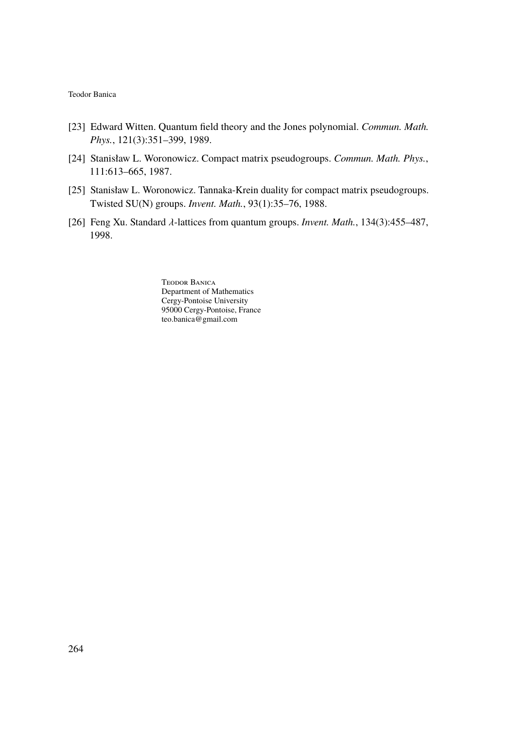[23] Edward Witten. Quantum field theory and the Jones polynomial. *Commun. Math. Phys.*, 121(3):351–399, 1989.

[24] Stanisław L. Woronowicz. Compact matrix pseudogroups. *Commun. Math. Phys.*, 111:613–665, 1987.

[25] Stanisław L. Woronowicz. Tannaka-Krein duality for compact matrix pseudogroups. Twisted SU(N) groups. *Invent. Math.*, 93(1):35–76, 1988.

[26] Feng Xu. Standard $\lambda$-lattices from quantum groups. *Invent. Math.*, 134(3):455–487, 1998.

Teodor Banica
Department of Mathematics
Cergy-Pontoise University
95000 Cergy-Pontoise, France
teo.banica@gmail.com